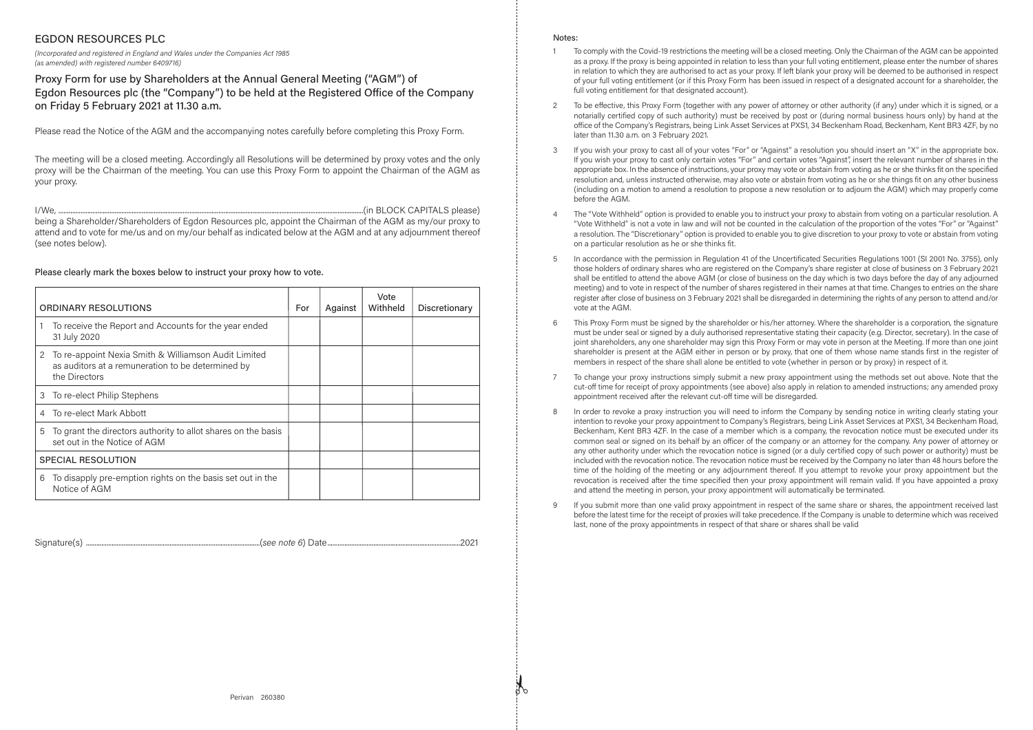# EGDON RESOURCES PLC

*(Incorporated and registered in England and Wales under the Companies Act 1985 (as amended) with registered number 6409716)*

## Proxy Form for use by Shareholders at the Annual General Meeting ("AGM") of Egdon Resources plc (the "Company") to be held at the Registered Office of the Company on Friday 5 February 2021 at 11.30 a.m.

Please read the Notice of the AGM and the accompanying notes carefully before completing this Proxy Form.

The meeting will be a closed meeting. Accordingly all Resolutions will be determined by proxy votes and the only proxy will be the Chairman of the meeting. You can use this Proxy Form to appoint the Chairman of the AGM as your proxy.

I/We, ..............................................................................................................(in BLOCK CAPITALS please) being a Shareholder/Shareholders of Egdon Resources plc, appoint the Chairman of the AGM as my/our proxy to attend and to vote for me/us and on my/our behalf as indicated below at the AGM and at any adjournment thereof (see notes below).

Please clearly mark the boxes below to instruct your proxy how to vote.

| ORDINARY RESOLUTIONS | For | Against | Vote Withheld | Discretionary |
|---|---|---|---|---|
| 1 To receive the Report and Accounts for the year ended 31 July 2020 | | | | |
| 2 To re-appoint Nexia Smith & Williamson Audit Limited as auditors at a remuneration to be determined by the Directors | | | | |
| 3 To re-elect Philip Stephens | | | | |
| 4 To re-elect Mark Abbott | | | | |
| 5 To grant the directors authority to allot shares on the basis set out in the Notice of AGM | | | | |
| SPECIAL RESOLUTION | | | | |
| 6 To disapply pre-emption rights on the basis set out in the Notice of AGM | | | | |

Signature(s) ..........................................................(*see note 6*) Date..........................................2021

Notes:

1. To comply with the Covid-19 restrictions the meeting will be a closed meeting. Only the Chairman of the AGM can be appointed as a proxy. If the proxy is being appointed in relation to less than your full voting entitlement, please enter the number of shares in relation to which they are authorised to act as your proxy. If left blank your proxy will be deemed to be authorised in respect of your full voting entitlement (or if this Proxy Form has been issued in respect of a designated account for a shareholder, the full voting entitlement for that designated account).
2. To be effective, this Proxy Form (together with any power of attorney or other authority (if any) under which it is signed, or a notarially certified copy of such authority) must be received by post or (during normal business hours only) by hand at the office of the Company's Registrars, being Link Asset Services at PXS1, 34 Beckenham Road, Beckenham, Kent BR3 4ZF, by no later than 11.30 a.m. on 3 February 2021.
3. If you wish your proxy to cast all of your votes "For" or "Against" a resolution you should insert an "X" in the appropriate box. If you wish your proxy to cast only certain votes "For" and certain votes "Against", insert the relevant number of shares in the appropriate box. In the absence of instructions, your proxy may vote or abstain from voting as he or she thinks fit on the specified resolution and, unless instructed otherwise, may also vote or abstain from voting as he or she things fit on any other business (including on a motion to amend a resolution to propose a new resolution or to adjourn the AGM) which may properly come before the AGM.
4. The "Vote Withheld" option is provided to enable you to instruct your proxy to abstain from voting on a particular resolution. A "Vote Withheld" is not a vote in law and will not be counted in the calculation of the proportion of the votes "For" or "Against" a resolution. The "Discretionary" option is provided to enable you to give discretion to your proxy to vote or abstain from voting on a particular resolution as he or she thinks fit.
5. In accordance with the permission in Regulation 41 of the Uncertificated Securities Regulations 1001 (SI 2001 No. 3755), only those holders of ordinary shares who are registered on the Company's share register at close of business on 3 February 2021 shall be entitled to attend the above AGM (or close of business on the day which is two days before the day of any adjourned meeting) and to vote in respect of the number of shares registered in their names at that time. Changes to entries on the share register after close of business on 3 February 2021 shall be disregarded in determining the rights of any person to attend and/or vote at the AGM.
6. This Proxy Form must be signed by the shareholder or his/her attorney. Where the shareholder is a corporation, the signature must be under seal or signed by a duly authorised representative stating their capacity (e.g. Director, secretary). In the case of joint shareholders, any one shareholder may sign this Proxy Form or may vote in person at the Meeting. If more than one joint shareholder is present at the AGM either in person or by proxy, that one of them whose name stands first in the register of members in respect of the share shall alone be entitled to vote (whether in person or by proxy) in respect of it.
7. To change your proxy instructions simply submit a new proxy appointment using the methods set out above. Note that the cut-off time for receipt of proxy appointments (see above) also apply in relation to amended instructions; any amended proxy appointment received after the relevant cut-off time will be disregarded.
8. In order to revoke a proxy instruction you will need to inform the Company by sending notice in writing clearly stating your intention to revoke your proxy appointment to Company's Registrars, being Link Asset Services at PXS1, 34 Beckenham Road, Beckenham, Kent BR3 4ZF. In the case of a member which is a company, the revocation notice must be executed under its common seal or signed on its behalf by an officer of the company or an attorney for the company. Any power of attorney or any other authority under which the revocation notice is signed (or a duly certified copy of such power or authority) must be included with the revocation notice. The revocation notice must be received by the Company no later than 48 hours before the time of the holding of the meeting or any adjournment thereof. If you attempt to revoke your proxy appointment but the revocation is received after the time specified then your proxy appointment will remain valid. If you have appointed a proxy and attend the meeting in person, your proxy appointment will automatically be terminated.
9. If you submit more than one valid proxy appointment in respect of the same share or shares, the appointment received last before the latest time for the receipt of proxies will take precedence. If the Company is unable to determine which was received last, none of the proxy appointments in respect of that share or shares shall be valid

Perivan 260380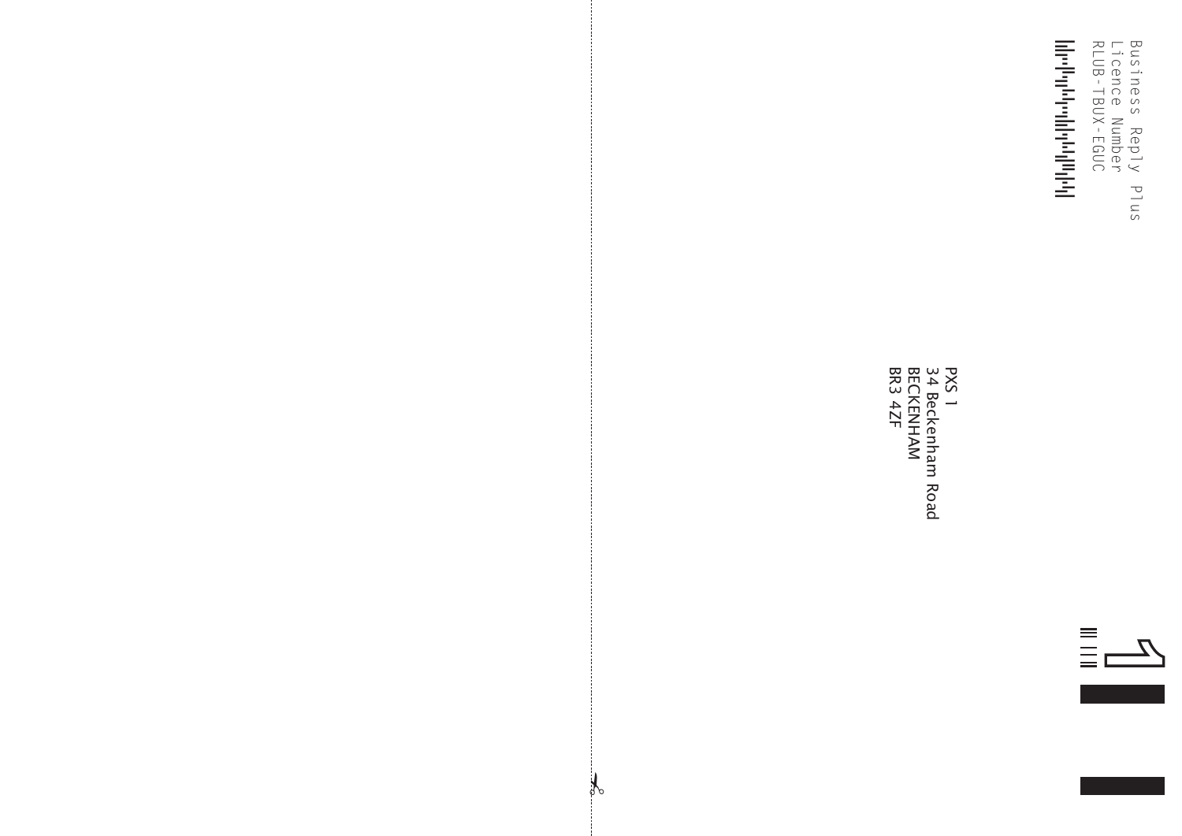Business Reply Plus
Licence Number
RLUB-TBUX-EGUC

PXS 1
34 Beckenham Road
BECKENHAM
BR3 4ZF